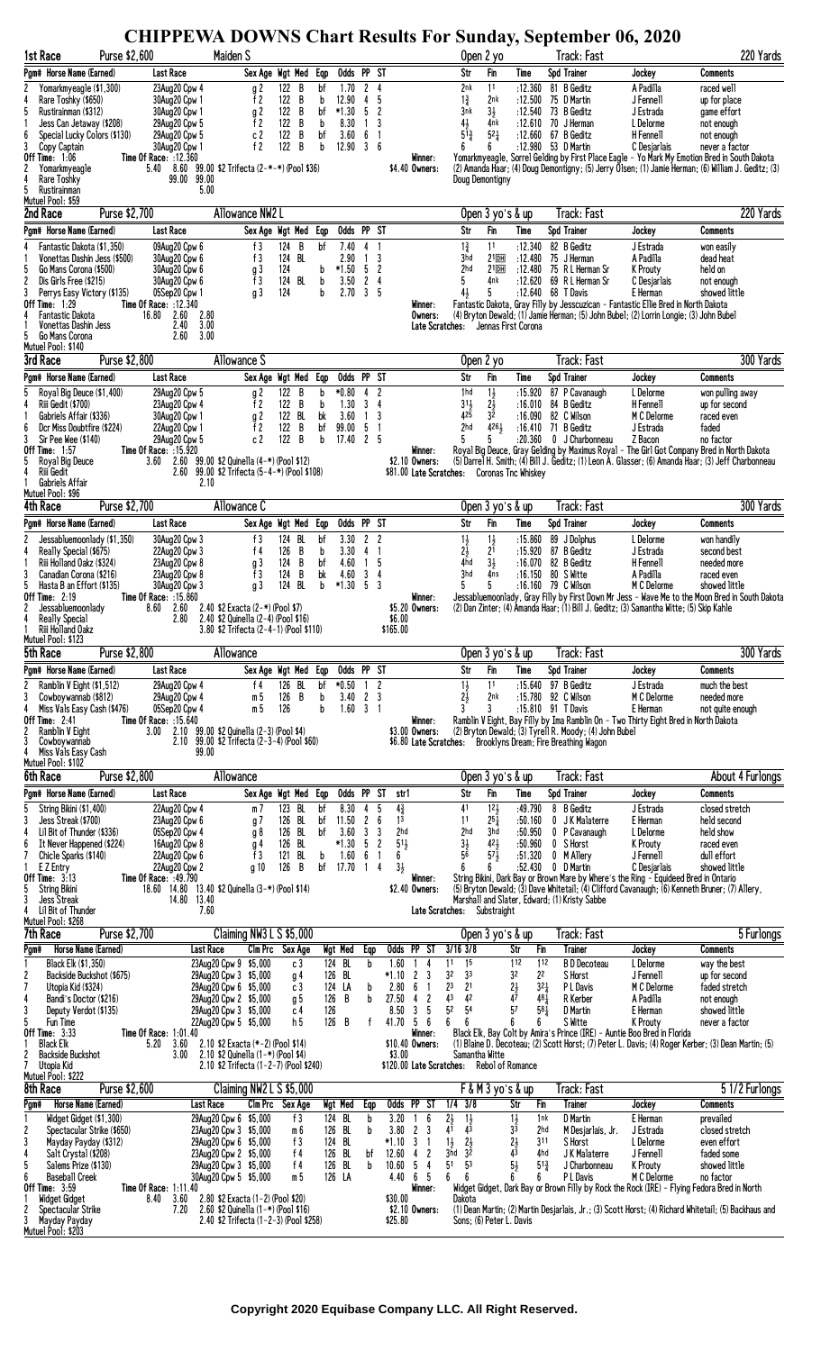# CHIPPEWA DOWNS Chart Results For Sunday, September 06, 2020

## 1st Race — Purse $2,600 — Maiden S — Open 2 yo — Track: Fast — 220 Yards

| Pgm# | Horse Name (Earned) | Last Race | Sex Age | Wgt | Med | Eqp | Odds | PP | ST | Str | Fin | Time | Spd | Trainer | Jockey | Comments |
|---|---|---|---|---|---|---|---|---|---|---|---|---|---|---|---|---|
| 2 | Yomarkmyeagle ($1,300) | 23Aug20 Cpw 4 | g 2 | 122 | B | bf | 1.70 | 2 | 4 | 2nk | 11 | :12.360 | 81 | B Geditz | A Padilla | raced well |
| 4 | Rare Toshky ($650) | 30Aug20 Cpw 1 | f 2 | 122 | B | b | 12.90 | 4 | 5 | 1¾ | 2nk | :12.500 | 75 | D Martin | J Fennell | up for place |
| 5 | Rustirainman ($312) | 30Aug20 Cpw 1 | g 2 | 122 | B | bf | *1.30 | 5 | 2 | 3nk | 3½ | :12.540 | 73 | B Geditz | J Estrada | game effort |
| 1 | Jess Can Jetaway ($208) | 29Aug20 Cpw 5 | f 2 | 122 | B | b | 8.30 | 1 | 3 | 4½ | 4nk | :12.610 | 70 | J Herman | L Delorme | not enough |
| 6 | Special Lucky Colors ($130) | 29Aug20 Cpw 5 | c 2 | 122 | B | bf | 3.60 | 6 | 1 | 5¾ | 5½ | :12.660 | 67 | B Geditz | H Fennell | not enough |
| 3 | Copy Captain | 30Aug20 Cpw 1 | f 2 | 122 | B | b | 12.90 | 3 | 6 | 6 | 6 | :12.980 | 53 | D Martin | C Desjarlais | never a factor |

Off Time: 1:06 — Time Of Race: :12.360

Winner: Yomarkmyeagle, Sorrel Gelding by First Place Eagle - Yo Mark My Emotion Bred in South Dakota

2 Yomarkmyeagle 5.40 8.60 99.00 $2 Trifecta (2-*-*) (Pool $36)
4 Rare Toshky 99.00 99.00
5 Rustirainman 5.00

$4.40 Owners: (2) Amanda Haar; (4) Doug Demontigny; (5) Jerry Olsen; (1) Jamie Herman; (6) William J. Geditz; (3) Doug Demontigny

Mutuel Pool: $59

## 2nd Race — Purse $2,700 — Allowance NW2 L — Open 3 yo's & up — Track: Fast — 220 Yards

| Pgm# | Horse Name (Earned) | Last Race | Sex Age | Wgt | Med | Eqp | Odds | PP | ST | Str | Fin | Time | Spd | Trainer | Jockey | Comments |
|---|---|---|---|---|---|---|---|---|---|---|---|---|---|---|---|---|
| 4 | Fantastic Dakota ($1,350) | 09Aug20 Cpw 6 | f 3 | 124 | B | bf | 7.40 | 4 | 1 | 1¾ | 11 | :12.340 | 82 | B Geditz | J Estrada | won easily |
| 1 | Vonettas Dashin Jess ($500) | 30Aug20 Cpw 6 | f 3 | 124 | BL | | 2.90 | 1 | 3 | 3hd | 21DH | :12.480 | 75 | J Herman | A Padilla | dead heat |
| 5 | Go Mans Corona ($500) | 30Aug20 Cpw 6 | g 3 | 124 | | b | *1.50 | 5 | 2 | 2hd | 21DH | :12.480 | 75 | R L Herman Sr | K Prouty | held on |
| 2 | Dis Girls Free ($215) | 30Aug20 Cpw 6 | f 3 | 124 | BL | b | 3.50 | 2 | 4 | 5 | 4nk | :12.620 | 69 | R L Herman Sr | C Desjarlais | not enough |
| 3 | Perrys Easy Victory ($135) | 05Sep20 Cpw 1 | g 3 | 124 | | b | 2.70 | 3 | 5 | 4½ | 5 | :12.640 | 68 | T Davis | E Herman | showed little |

Off Time: 1:29 — Time Of Race: :12.340

Winner: Fantastic Dakota, Gray Filly by Jesscuzican - Fantastic Ellie Bred in North Dakota

4 Fantastic Dakota 16.80 2.60 2.80
1 Vonettas Dashin Jess 2.40 3.00
5 Go Mans Corona 2.60 3.00

Owners: (4) Bryton Dewald; (1) Jamie Herman; (5) John Bubel; (2) Lorrin Longie; (3) John Bubel

Late Scratches: Jennas First Corona

Mutuel Pool: $140

## 3rd Race — Purse $2,800 — Allowance S — Open 2 yo — Track: Fast — 300 Yards

| Pgm# | Horse Name (Earned) | Last Race | Sex Age | Wgt | Med | Eqp | Odds | PP | ST | Str | Fin | Time | Spd | Trainer | Jockey | Comments |
|---|---|---|---|---|---|---|---|---|---|---|---|---|---|---|---|---|
| 5 | Royal Big Deuce ($1,400) | 29Aug20 Cpw 5 | g 2 | 122 | B | b | *0.80 | 4 | 2 | 1hd | 1½ | :15.920 | 87 | P Cavanaugh | L Delorme | won pulling away |
| 4 | Riii Gedit ($700) | 23Aug20 Cpw 4 | f 2 | 122 | B | b | 1.30 | 3 | 4 | 3½ | 2½ | :16.010 | 84 | B Geditz | H Fennell | up for second |
| 1 | Gabriels Affair ($336) | 30Aug20 Cpw 1 | g 2 | 122 | BL | bk | 3.60 | 1 | 3 | 42½ | 32 | :16.090 | 82 | C Wilson | M C Delorme | raced even |
| 6 | Dcr Miss Doubtfire ($224) | 22Aug20 Cpw 1 | f 2 | 122 | B | bf | 99.00 | 5 | 1 | 2hd | 426½ | :16.410 | 71 | B Geditz | J Estrada | faded |
| 3 | Sir Pee Wee ($140) | 29Aug20 Cpw 5 | c 2 | 122 | B | b | 17.40 | 2 | 5 | 5 | 5 | :20.360 | 0 | J Charbonneau | Z Bacon | no factor |

Off Time: 1:57 — Time Of Race: :15.920

Winner: Royal Big Deuce, Gray Gelding by Maximus Royal - The Girl Got Company Bred in North Dakota

5 Royal Big Deuce 3.60 2.60 99.00 $2 Quinella (4-*) (Pool $12)
4 Riii Gedit 2.60 99.00 $2 Trifecta (5-4-*) (Pool $108)
1 Gabriels Affair 2.10

$2.10 Owners: (5) Darrel H. Smith; (4) Bill J. Geditz; (1) Leon A. Glasser; (6) Amanda Haar; (3) Jeff Charbonneau

$81.00 Late Scratches: Coronas Tnc Whiskey

Mutuel Pool: $96

## 4th Race — Purse $2,700 — Allowance C — Open 3 yo's & up — Track: Fast — 300 Yards

| Pgm# | Horse Name (Earned) | Last Race | Sex Age | Wgt | Med | Eqp | Odds | PP | ST | Str | Fin | Time | Spd | Trainer | Jockey | Comments |
|---|---|---|---|---|---|---|---|---|---|---|---|---|---|---|---|---|
| 2 | Jessabluemoonlady ($1,350) | 30Aug20 Cpw 3 | f 3 | 124 | BL | bf | 3.30 | 2 | 2 | 1½ | 1½ | :15.860 | 89 | J Dolphus | L Delorme | won handily |
| 4 | Really Special ($675) | 22Aug20 Cpw 3 | f 4 | 126 | B | b | 3.30 | 4 | 1 | 2½ | 21 | :15.920 | 87 | B Geditz | J Estrada | second best |
| 1 | Riii Holland Oakz ($324) | 23Aug20 Cpw 8 | g 3 | 124 | B | bf | 4.60 | 1 | 5 | 4hd | 3½ | :16.070 | 82 | B Geditz | H Fennell | needed more |
| 3 | Canadian Corona ($216) | 23Aug20 Cpw 8 | f 3 | 124 | B | bk | 4.60 | 3 | 4 | 3hd | 4ns | :16.150 | 80 | S Witte | A Padilla | raced even |
| 5 | Hasta B an Effort ($135) | 30Aug20 Cpw 3 | g 3 | 124 | BL | b | *1.30 | 5 | 3 | 5 | 5 | :16.160 | 79 | C Wilson | M C Delorme | showed little |

Off Time: 2:19 — Time Of Race: :15.860

Winner: Jessabluemoonlady, Gray Filly by First Down Mr Jess - Wave Me to the Moon Bred in South Dakota

2 Jessabluemoonlady 8.60 2.60 2.40 $2 Exacta (2-*) (Pool $17)
4 Really Special 2.80 2.40 $2 Quinella (2-4) (Pool $16)
1 Riii Holland Oakz 3.80 $2 Trifecta (2-4-1) (Pool $110)

$5.20 Owners: (2) Dan Zinter; (4) Amanda Haar; (1) Bill J. Geditz; (3) Samantha Witte; (5) Skip Kahle

$6.00 / $165.00

Mutuel Pool: $123

## 5th Race — Purse $2,800 — Allowance — Open 3 yo's & up — Track: Fast — 300 Yards

| Pgm# | Horse Name (Earned) | Last Race | Sex Age | Wgt | Med | Eqp | Odds | PP | ST | Str | Fin | Time | Spd | Trainer | Jockey | Comments |
|---|---|---|---|---|---|---|---|---|---|---|---|---|---|---|---|---|
| 2 | Ramblin V Eight ($1,512) | 29Aug20 Cpw 4 | f 4 | 126 | BL | bf | *0.50 | 1 | 2 | 1½ | 11 | :15.640 | 97 | B Geditz | J Estrada | much the best |
| 3 | Cowboywannab ($812) | 29Aug20 Cpw 4 | m 5 | 126 | B | b | 3.40 | 2 | 3 | 2½ | 2nk | :15.780 | 92 | C Wilson | M C Delorme | needed more |
| 4 | Miss Vals Easy Cash ($476) | 05Sep20 Cpw 4 | m 5 | 126 | | b | 1.60 | 3 | 1 | 3 | 3 | :15.810 | 91 | T Davis | E Herman | not quite enough |

Off Time: 2:41 — Time Of Race: :15.640

Winner: Ramblin V Eight, Bay Filly by Ima Ramblin On - Two Thirty Eight Bred in North Dakota

2 Ramblin V Eight 3.00 2.10 99.00 $2 Quinella (2-3) (Pool $4)
3 Cowboywannab 2.10 99.00 $2 Trifecta (2-3-4) (Pool $60)
4 Miss Vals Easy Cash 99.00

$3.00 Owners: (2) Bryton Dewald; (3) Tyrell R. Moody; (4) John Bubel

$6.80 Late Scratches: Brooklyns Dream; Fire Breathing Wagon

Mutuel Pool: $102

## 6th Race — Purse $2,800 — Allowance — Open 3 yo's & up — Track: Fast — About 4 Furlongs

| Pgm# | Horse Name (Earned) | Last Race | Sex Age | Wgt | Med | Eqp | Odds | PP | ST | str1 | Str | Fin | Time | Spd | Trainer | Jockey | Comments |
|---|---|---|---|---|---|---|---|---|---|---|---|---|---|---|---|---|---|
| 5 | String Bikini ($1,400) | 22Aug20 Cpw 4 | m 7 | 123 | BL | bf | 8.30 | 4 | 5 | 4¾ | 41 | 12½ | :49.790 | 8 | B Geditz | J Estrada | closed stretch |
| 3 | Jess Streak ($700) | 23Aug20 Cpw 6 | g 7 | 126 | BL | bf | 11.50 | 2 | 6 | 1¾ | 11 | 2¾ | :50.160 | 0 | J K Malaterre | E Herman | held second |
| 4 | Lil Bit of Thunder ($336) | 05Sep20 Cpw 4 | g 8 | 126 | BL | bf | 3.60 | 3 | 3 | 2hd | 2hd | 3hd | :50.950 | 0 | P Cavanaugh | L Delorme | held show |
| 6 | It Never Happened ($224) | 16Aug20 Cpw 8 | g 4 | 126 | BL | | *1.30 | 5 | 2 | 5½ | 3½ | 42½ | :50.960 | 0 | S Horst | K Prouty | raced even |
| 7 | Chicle Sparks ($140) | 22Aug20 Cpw 6 | f 3 | 121 | BL | b | 1.60 | 6 | 1 | 6 | 56 | 57½ | :51.320 | 0 | M Allery | J Fennell | dull effort |
| 1 | E Z Entry | 22Aug20 Cpw 2 | g 10 | 126 | B | bf | 17.70 | 1 | 4 | 3½ | 6 | 6 | :52.430 | 0 | D Martin | C Desjarlais | showed little |

Off Time: 3:13 — Time Of Race: :49.790

Winner: String Bikini, Dark Bay or Brown Mare by Where's the Ring - Equideed Bred in Ontario

5 String Bikini 18.60 14.80 13.40 $2 Quinella (3-*) (Pool $14)
3 Jess Streak 14.80 13.40
4 Lil Bit of Thunder 7.60

$2.40 Owners: (5) Bryton Dewald; (3) Dave Whitetail; (4) Clifford Cavanaugh; (6) Kenneth Bruner; (7) Allery, Marshall and Slater, Edward; (1) Kristy Sabbe

Late Scratches: Substraight

Mutuel Pool: $268

## 7th Race — Purse $2,700 — Claiming NW3 L S $5,000 — Open 3 yo's & up — Track: Fast — 5 Furlongs

| Pgm# | Horse Name (Earned) | Last Race | Clm Prc | Sex Age | Wgt | Med | Eqp | Odds | PP | ST | 3/16 | 3/8 | Str | Fin | Trainer | Jockey | Comments |
|---|---|---|---|---|---|---|---|---|---|---|---|---|---|---|---|---|---|
| 1 | Black Elk ($1,350) | 23Aug20 Cpw 9 | $5,000 | c 3 | 124 | BL | b | 1.60 | 1 | 4 | 11 | 15 | 112 | 112 | B D Decoteau | L Delorme | way the best |
| 2 | Backside Buckshot ($675) | 29Aug20 Cpw 3 | $5,000 | g 4 | 126 | BL | | *1.10 | 2 | 3 | 32 | 33 | 32 | 22 | S Horst | J Fennell | up for second |
| 7 | Utopia Kid ($324) | 29Aug20 Cpw 6 | $5,000 | c 3 | 124 | LA | b | 2.80 | 6 | 1 | 23 | 21 | 2½ | 32¼ | P L Davis | M C Delorme | faded stretch |
| 4 | Bandit's Doctor ($216) | 29Aug20 Cpw 2 | $5,000 | g 5 | 126 | B | b | 27.50 | 4 | 2 | 43 | 42 | 47 | 48¼ | R Kerber | A Padilla | not enough |
| 3 | Deputy Verdot ($135) | 29Aug20 Cpw 3 | $5,000 | c 4 | 126 | | | 8.50 | 3 | 5 | 52 | 54 | 57 | 58¼ | D Martin | E Herman | showed little |
| 5 | Fun Time | 22Aug20 Cpw 5 | $5,000 | h 5 | 126 | B | f | 41.70 | 5 | 6 | 6 | 6 | 6 | 6 | S Witte | K Prouty | never a factor |

Off Time: 3:33 — Time Of Race: 1:01.40

Winner: Black Elk, Bay Colt by Amira's Prince (IRE) - Auntie Boo Bred in Florida

1 Black Elk 5.20 3.60 2.10 $2 Exacta (*-2) (Pool $14)
2 Backside Buckshot 3.00 2.10 $2 Quinella (1-*) (Pool $4)
7 Utopia Kid 2.10 $2 Trifecta (1-2-7) (Pool $240)

$10.40 Owners: (1) Blaine D. Decoteau; (2) Scott Horst; (7) Peter L. Davis; (4) Roger Kerber; (3) Dean Martin; (5) Samantha Witte

$3.00 / $120.00 Late Scratches: Rebol of Romance

Mutuel Pool: $222

## 8th Race — Purse $2,600 — Claiming NW2 L S $5,000 — F & M 3 yo's & up — Track: Fast — 5 1/2 Furlongs

| Pgm# | Horse Name (Earned) | Last Race | Clm Prc | Sex Age | Wgt | Med | Eqp | Odds | PP | ST | 1/4 | 3/8 | Str | Fin | Trainer | Jockey | Comments |
|---|---|---|---|---|---|---|---|---|---|---|---|---|---|---|---|---|---|
| 1 | Widget Gidget ($1,300) | 29Aug20 Cpw 6 | $5,000 | f 3 | 124 | BL | b | 3.20 | 1 | 6 | 2½ | 1½ | 1½ | 1nk | D Martin | E Herman | prevailed |
| 2 | Spectacular Strike ($650) | 23Aug20 Cpw 3 | $5,000 | m 6 | 126 | BL | b | 3.80 | 2 | 3 | 41 | 43 | 33 | 2hd | M Desjarlais, Jr. | J Estrada | closed stretch |
| 3 | Mayday Payday ($312) | 29Aug20 Cpw 6 | $5,000 | f 3 | 124 | BL | | *1.10 | 3 | 1 | 1½ | 2½ | 2½ | 311 | S Horst | L Delorme | even effort |
| 4 | Salt Crystal ($208) | 23Aug20 Cpw 2 | $5,000 | f 4 | 126 | BL | bf | 12.60 | 4 | 2 | 3hd | 32 | 43 | 4hd | J K Malaterre | J Fennell | faded some |
| 5 | Salems Prize ($130) | 29Aug20 Cpw 3 | $5,000 | f 4 | 126 | BL | b | 10.60 | 5 | 4 | 51 | 53 | 5½ | 51¾ | J Charbonneau | K Prouty | showed little |
| 6 | Baseball Creek | 30Aug20 Cpw 5 | $5,000 | m 5 | 126 | LA | | 4.40 | 6 | 5 | 6 | 6 | 6 | 6 | P L Davis | M C Delorme | no factor |

Off Time: 3:59 — Time Of Race: 1:11.40

Winner: Widget Gidget, Dark Bay or Brown Filly by Rock the Rock (IRE) - Flying Fedora Bred in North Dakota

1 Widget Gidget 8.40 3.60 2.80 $2 Exacta (1-2) (Pool $20)
2 Spectacular Strike 7.20 2.60 $2 Quinella (1-*) (Pool $16)
3 Mayday Payday 2.40 $2 Trifecta (1-2-3) (Pool $258)

$30.00 / $2.10 Owners: (1) Dean Martin; (2) Martin Desjarlais, Jr.; (3) Scott Horst; (4) Richard Whitetail; (5) Backhaus and Sons; (6) Peter L. Davis

$25.80

Mutuel Pool: $203

Copyright 2020 Equibase Company LLC. All Right Reserved.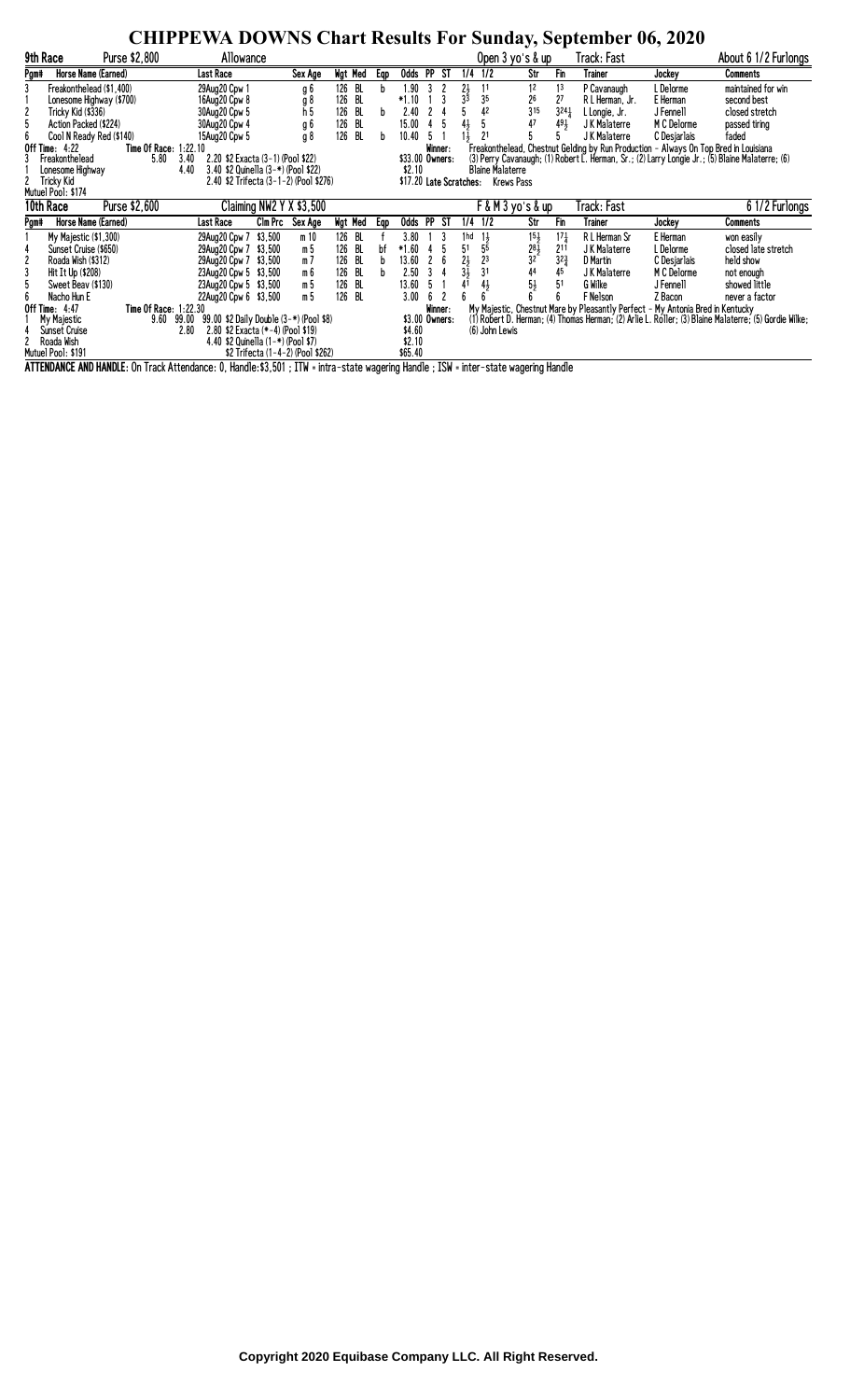# CHIPPEWA DOWNS Chart Results For Sunday, September 06, 2020

## 9th Race — Purse $2,800 — Allowance — Open 3 yo's & up — Track: Fast — About 6 1/2 Furlongs

| Pgm# | Horse Name (Earned) | Last Race | Sex Age | Wgt | Med | Eqp | Odds | PP | ST | 1/4 | 1/2 | Str | Fin | Trainer | Jockey | Comments |
|---|---|---|---|---|---|---|---|---|---|---|---|---|---|---|---|---|
| 3 | Freakonthelead ($1,400) | 29Aug20 Cpw 1 | g 6 | 126 | BL | b | 1.90 | 3 | 2 | 2½ | 1¹ | 1² | 1³ | P Cavanaugh | L Delorme | maintained for win |
| 1 | Lonesome Highway ($700) | 16Aug20 Cpw 8 | g 8 | 126 | BL | | *1.10 | 1 | 3 | 3³ | 3⁵ | 2⁶ | 2⁷ | R L Herman, Jr. | E Herman | second best |
| 2 | Tricky Kid ($336) | 30Aug20 Cpw 5 | h 5 | 126 | BL | b | 2.40 | 2 | 4 | 5 | 4² | 3¹⁵ | 3²⁴¼ | L Longie, Jr. | J Fennell | closed stretch |
| 5 | Action Packed ($224) | 30Aug20 Cpw 4 | g 6 | 126 | BL | | 15.00 | 4 | 5 | 4½ | 5 | 4⁷ | 4⁹½ | J K Malaterre | M C Delorme | passed tiring |
| 6 | Cool N Ready Red ($140) | 15Aug20 Cpw 5 | g 8 | 126 | BL | b | 10.40 | 5 | 1 | 1½ | 2¹ | 5 | 5 | J K Malaterre | C Desjarlais | faded |

Off Time: 4:22 — Time Of Race: 1:22.10

| | | | | | |
|---|---|---|---|---|---|
| 3 | Freakonthelead | 5.80 | 3.40 | 2.20 | $2 Exacta (3-1) (Pool $22) $33.00 |
| 1 | Lonesome Highway | | 4.40 | 3.40 | $2 Quinella (3-*) (Pool $22) $2.10 |
| 2 | Tricky Kid | | | 2.40 | $2 Trifecta (3-1-2) (Pool $276) $17.20 |

Mutuel Pool: $174

Winner: Freakonthelead, Chestnut Gelding by Run Production - Always On Top Bred in Louisiana

Owners: (3) Perry Cavanaugh; (1) Robert L. Herman, Sr.; (2) Larry Longie Jr.; (5) Blaine Malaterre; (6) Blaine Malaterre

Late Scratches: Krews Pass

## 10th Race — Purse $2,600 — Claiming NW2 Y X $3,500 — F & M 3 yo's & up — Track: Fast — 6 1/2 Furlongs

| Pgm# | Horse Name (Earned) | Last Race | Clm Prc | Sex Age | Wgt | Med | Eqp | Odds | PP | ST | 1/4 | 1/2 | Str | Fin | Trainer | Jockey | Comments |
|---|---|---|---|---|---|---|---|---|---|---|---|---|---|---|---|---|---|
| 1 | My Majestic ($1,300) | 29Aug20 Cpw 7 | $3,500 | m 10 | 126 | BL | f | 3.80 | 1 | 3 | 1hd | 1½ | 1⁵½ | 1⁷¼ | R L Herman Sr | E Herman | won easily |
| 4 | Sunset Cruise ($650) | 29Aug20 Cpw 7 | $3,500 | m 5 | 126 | BL | bf | *1.60 | 4 | 5 | 5¹ | 5⁵ | 2⁸½ | 2¹¹ | J K Malaterre | L Delorme | closed late stretch |
| 2 | Roada Wish ($312) | 29Aug20 Cpw 7 | $3,500 | m 7 | 126 | BL | b | 13.60 | 2 | 6 | 2½ | 2³ | 3² | 3²³¾ | D Martin | C Desjarlais | held show |
| 3 | Hit It Up ($208) | 23Aug20 Cpw 5 | $3,500 | m 6 | 126 | BL | b | 2.50 | 3 | 4 | 3½ | 3¹ | 4⁴ | 4⁵ | J K Malaterre | M C Delorme | not enough |
| 5 | Sweet Beav ($130) | 23Aug20 Cpw 5 | $3,500 | m 5 | 126 | BL | | 13.60 | 5 | 1 | 4¹ | 4½ | 5½ | 5¹ | G Wilke | J Fennell | showed little |
| 6 | Nacho Hun E | 22Aug20 Cpw 6 | $3,500 | m 5 | 126 | BL | | 3.00 | 6 | 2 | 6 | 6 | 6 | 6 | F Nelson | Z Bacon | never a factor |

Off Time: 4:47 — Time Of Race: 1:22.30

| | | | | | |
|---|---|---|---|---|---|
| 1 | My Majestic | 9.60 | 99.00 | 99.00 | $2 Daily Double (3-*) (Pool $8) $3.00 |
| 4 | Sunset Cruise | | 2.80 | 2.80 | $2 Exacta (*-4) (Pool $19) $4.60 |
| 2 | Roada Wish | | | 4.40 | $2 Quinella (1-*) (Pool $7) $2.10 |
| | | | | | $2 Trifecta (1-4-2) (Pool $262) $65.40 |

Mutuel Pool: $191

Winner: My Majestic, Chestnut Mare by Pleasantly Perfect - My Antonia Bred in Kentucky

Owners: (1) Robert D. Herman; (4) Thomas Herman; (2) Arlie L. Roller; (3) Blaine Malaterre; (5) Gordie Wilke; (6) John Lewis

**ATTENDANCE AND HANDLE:** On Track Attendance: 0, Handle:$3,501 ; ITW = intra-state wagering Handle ; ISW = inter-state wagering Handle

Copyright 2020 Equibase Company LLC. All Rights Reserved.